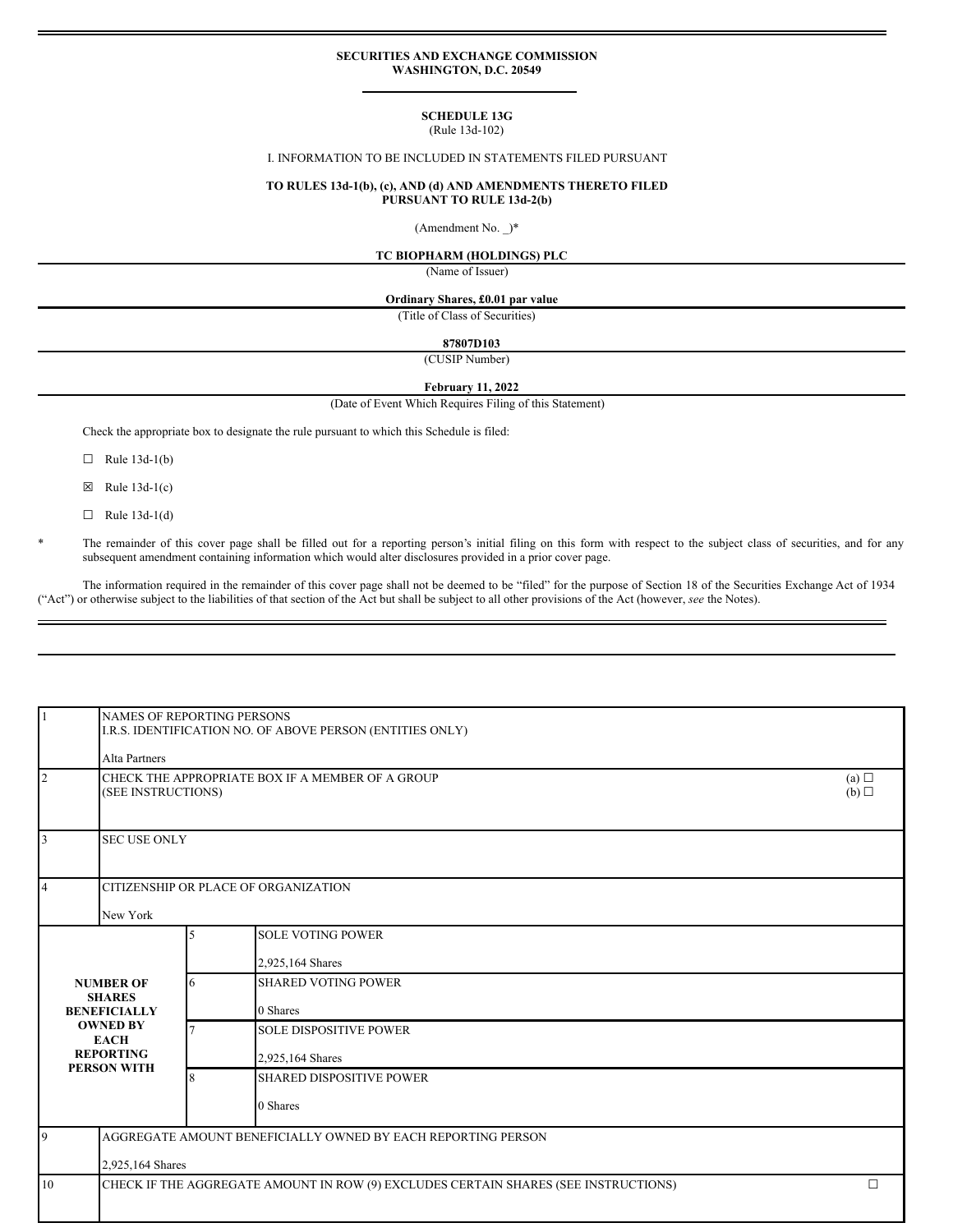**SECURITIES AND EXCHANGE COMMISSION**
**WASHINGTON, D.C. 20549**

**SCHEDULE 13G**
(Rule 13d-102)

I. INFORMATION TO BE INCLUDED IN STATEMENTS FILED PURSUANT

**TO RULES 13d-1(b), (c), AND (d) AND AMENDMENTS THERETO FILED PURSUANT TO RULE 13d-2(b)**

(Amendment No. _)*

**TC BIOPHARM (HOLDINGS) PLC**
(Name of Issuer)

**Ordinary Shares, £0.01 par value**
(Title of Class of Securities)

**87807D103**
(CUSIP Number)

**February 11, 2022**
(Date of Event Which Requires Filing of this Statement)

Check the appropriate box to designate the rule pursuant to which this Schedule is filed:

☐ Rule 13d-1(b)

☒ Rule 13d-1(c)

☐ Rule 13d-1(d)

\* The remainder of this cover page shall be filled out for a reporting person's initial filing on this form with respect to the subject class of securities, and for any subsequent amendment containing information which would alter disclosures provided in a prior cover page.

The information required in the remainder of this cover page shall not be deemed to be "filed" for the purpose of Section 18 of the Securities Exchange Act of 1934 ("Act") or otherwise subject to the liabilities of that section of the Act but shall be subject to all other provisions of the Act (however, *see* the Notes).

| | | | |
|---|---|---|---|
| 1 | NAMES OF REPORTING PERSONS<br>I.R.S. IDENTIFICATION NO. OF ABOVE PERSON (ENTITIES ONLY)<br><br>Alta Partners | | |
| 2 | CHECK THE APPROPRIATE BOX IF A MEMBER OF A GROUP<br>(SEE INSTRUCTIONS) | | (a) ☐<br>(b) ☐ |
| 3 | SEC USE ONLY | | |
| 4 | CITIZENSHIP OR PLACE OF ORGANIZATION<br><br>New York | | |
| **NUMBER OF SHARES BENEFICIALLY OWNED BY EACH REPORTING PERSON WITH** | 5 | SOLE VOTING POWER<br><br>2,925,164 Shares | |
| | 6 | SHARED VOTING POWER<br><br>0 Shares | |
| | 7 | SOLE DISPOSITIVE POWER<br><br>2,925,164 Shares | |
| | 8 | SHARED DISPOSITIVE POWER<br><br>0 Shares | |
| 9 | AGGREGATE AMOUNT BENEFICIALLY OWNED BY EACH REPORTING PERSON<br><br>2,925,164 Shares | | |
| 10 | CHECK IF THE AGGREGATE AMOUNT IN ROW (9) EXCLUDES CERTAIN SHARES (SEE INSTRUCTIONS) | | ☐ |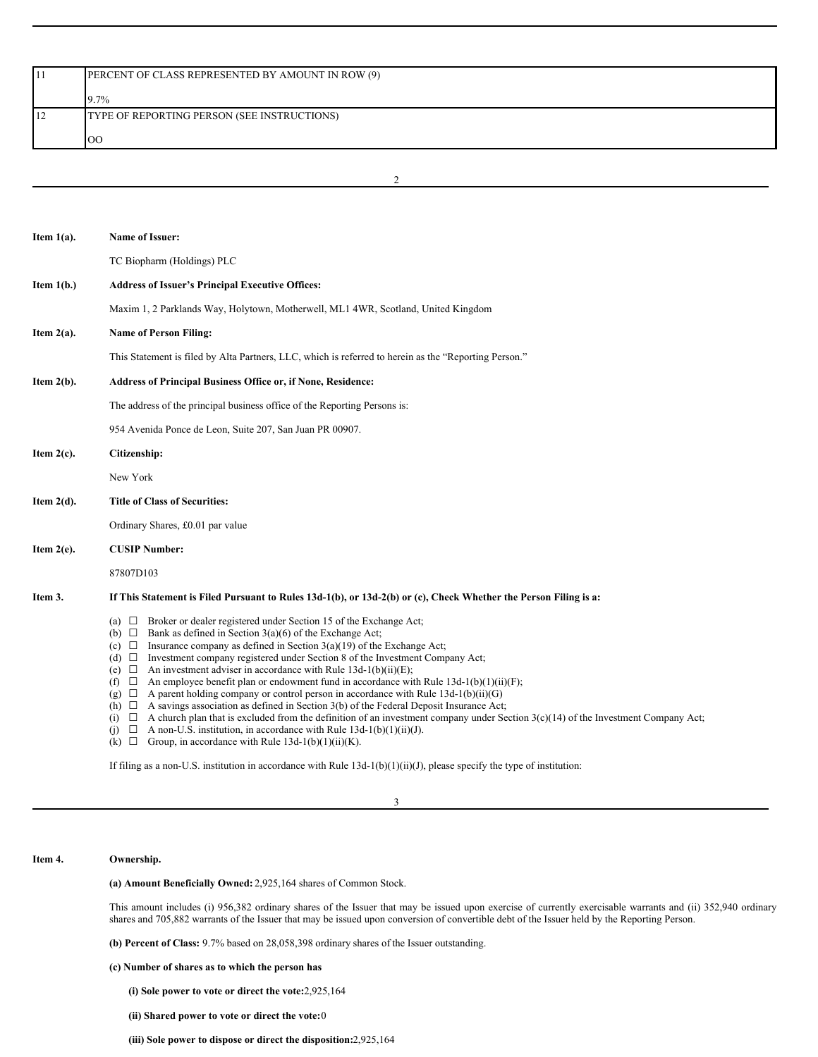| 11 | PERCENT OF CLASS REPRESENTED BY AMOUNT IN ROW (9)<br><br>9.7% |
|---|---|
| 12 | TYPE OF REPORTING PERSON (SEE INSTRUCTIONS)<br><br>OO |

**Item 1(a).** **Name of Issuer:**

TC Biopharm (Holdings) PLC

**Item 1(b.)** **Address of Issuer's Principal Executive Offices:**

Maxim 1, 2 Parklands Way, Holytown, Motherwell, ML1 4WR, Scotland, United Kingdom

**Item 2(a).** **Name of Person Filing:**

This Statement is filed by Alta Partners, LLC, which is referred to herein as the "Reporting Person."

**Item 2(b).** **Address of Principal Business Office or, if None, Residence:**

The address of the principal business office of the Reporting Persons is:

954 Avenida Ponce de Leon, Suite 207, San Juan PR 00907.

**Item 2(c).** **Citizenship:**

New York

**Item 2(d).** **Title of Class of Securities:**

Ordinary Shares, £0.01 par value

**Item 2(e).** **CUSIP Number:**

87807D103

**Item 3.** **If This Statement is Filed Pursuant to Rules 13d-1(b), or 13d-2(b) or (c), Check Whether the Person Filing is a:**

(a) ☐ Broker or dealer registered under Section 15 of the Exchange Act;
(b) ☐ Bank as defined in Section 3(a)(6) of the Exchange Act;
(c) ☐ Insurance company as defined in Section 3(a)(19) of the Exchange Act;
(d) ☐ Investment company registered under Section 8 of the Investment Company Act;
(e) ☐ An investment adviser in accordance with Rule 13d-1(b)(ii)(E);
(f) ☐ An employee benefit plan or endowment fund in accordance with Rule 13d-1(b)(1)(ii)(F);
(g) ☐ A parent holding company or control person in accordance with Rule 13d-1(b)(ii)(G)
(h) ☐ A savings association as defined in Section 3(b) of the Federal Deposit Insurance Act;
(i) ☐ A church plan that is excluded from the definition of an investment company under Section 3(c)(14) of the Investment Company Act;
(j) ☐ A non-U.S. institution, in accordance with Rule 13d-1(b)(1)(ii)(J).
(k) ☐ Group, in accordance with Rule 13d-1(b)(1)(ii)(K).

If filing as a non-U.S. institution in accordance with Rule 13d-1(b)(1)(ii)(J), please specify the type of institution:

**Item 4.** **Ownership.**

**(a) Amount Beneficially Owned:** 2,925,164 shares of Common Stock.

This amount includes (i) 956,382 ordinary shares of the Issuer that may be issued upon exercise of currently exercisable warrants and (ii) 352,940 ordinary shares and 705,882 warrants of the Issuer that may be issued upon conversion of convertible debt of the Issuer held by the Reporting Person.

**(b) Percent of Class:** 9.7% based on 28,058,398 ordinary shares of the Issuer outstanding.

**(c) Number of shares as to which the person has**

**(i) Sole power to vote or direct the vote:** 2,925,164

**(ii) Shared power to vote or direct the vote:** 0

**(iii) Sole power to dispose or direct the disposition:** 2,925,164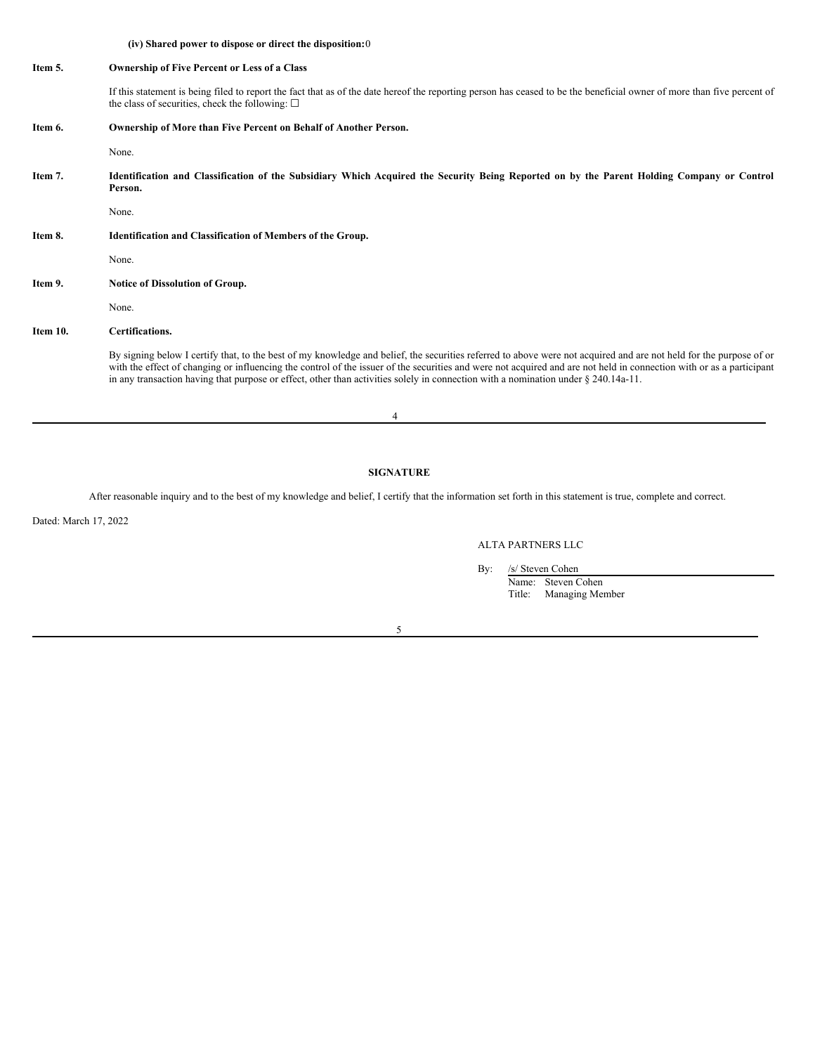**(iv) Shared power to dispose or direct the disposition:** 0

**Item 5. Ownership of Five Percent or Less of a Class**

If this statement is being filed to report the fact that as of the date hereof the reporting person has ceased to be the beneficial owner of more than five percent of the class of securities, check the following: ☐

**Item 6. Ownership of More than Five Percent on Behalf of Another Person.**

None.

**Item 7. Identification and Classification of the Subsidiary Which Acquired the Security Being Reported on by the Parent Holding Company or Control Person.**

None.

**Item 8. Identification and Classification of Members of the Group.**

None.

**Item 9. Notice of Dissolution of Group.**

None.

**Item 10. Certifications.**

By signing below I certify that, to the best of my knowledge and belief, the securities referred to above were not acquired and are not held for the purpose of or with the effect of changing or influencing the control of the issuer of the securities and were not acquired and are not held in connection with or as a participant in any transaction having that purpose or effect, other than activities solely in connection with a nomination under § 240.14a-11.

**SIGNATURE**

After reasonable inquiry and to the best of my knowledge and belief, I certify that the information set forth in this statement is true, complete and correct.

Dated: March 17, 2022

ALTA PARTNERS LLC

By: /s/ Steven Cohen
Name: Steven Cohen
Title: Managing Member